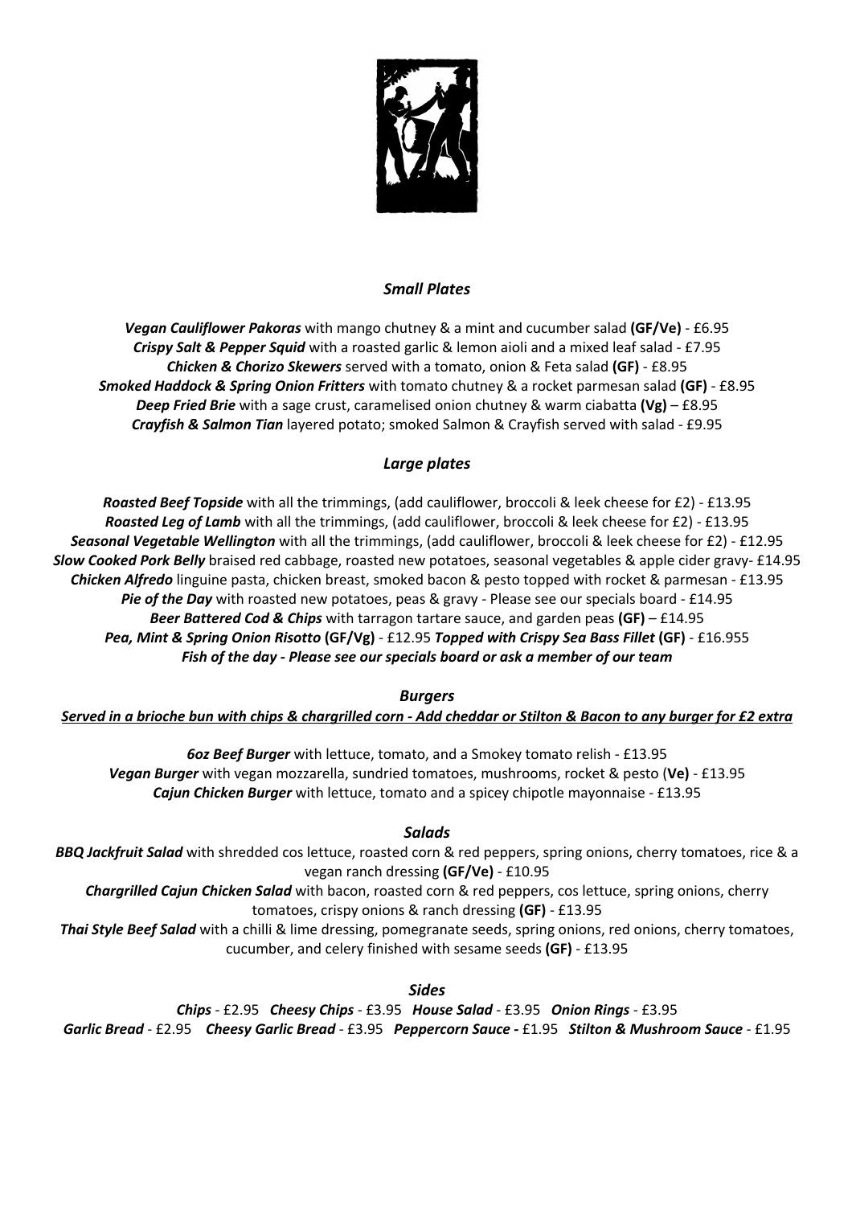## *Small Plates*

***Vegan Cauliflower Pakoras*** with mango chutney & a mint and cucumber salad **(GF/Ve)** - £6.95
***Crispy Salt & Pepper Squid*** with a roasted garlic & lemon aioli and a mixed leaf salad - £7.95
***Chicken & Chorizo Skewers*** served with a tomato, onion & Feta salad **(GF)** - £8.95
***Smoked Haddock & Spring Onion Fritters*** with tomato chutney & a rocket parmesan salad **(GF)** - £8.95
***Deep Fried Brie*** with a sage crust, caramelised onion chutney & warm ciabatta **(Vg)** – £8.95
***Crayfish & Salmon Tian*** layered potato; smoked Salmon & Crayfish served with salad - £9.95

## *Large plates*

***Roasted Beef Topside*** with all the trimmings, (add cauliflower, broccoli & leek cheese for £2) - £13.95
***Roasted Leg of Lamb*** with all the trimmings, (add cauliflower, broccoli & leek cheese for £2) - £13.95
***Seasonal Vegetable Wellington*** with all the trimmings, (add cauliflower, broccoli & leek cheese for £2) - £12.95
***Slow Cooked Pork Belly*** braised red cabbage, roasted new potatoes, seasonal vegetables & apple cider gravy- £14.95
***Chicken Alfredo*** linguine pasta, chicken breast, smoked bacon & pesto topped with rocket & parmesan - £13.95
***Pie of the Day*** with roasted new potatoes, peas & gravy - Please see our specials board - £14.95
***Beer Battered Cod & Chips*** with tarragon tartare sauce, and garden peas **(GF)** – £14.95
***Pea, Mint & Spring Onion Risotto*** **(GF/Vg)** - £12.95 ***Topped with Crispy Sea Bass Fillet*** **(GF)** - £16.955
***Fish of the day - Please see our specials board or ask a member of our team***

## *Burgers*

***Served in a brioche bun with chips & chargrilled corn - Add cheddar or Stilton & Bacon to any burger for £2 extra***

***6oz Beef Burger*** with lettuce, tomato, and a Smokey tomato relish - £13.95
***Vegan Burger*** with vegan mozzarella, sundried tomatoes, mushrooms, rocket & pesto (**Ve)** - £13.95
***Cajun Chicken Burger*** with lettuce, tomato and a spicey chipotle mayonnaise - £13.95

## *Salads*

***BBQ Jackfruit Salad*** with shredded cos lettuce, roasted corn & red peppers, spring onions, cherry tomatoes, rice & a vegan ranch dressing **(GF/Ve)** - £10.95
***Chargrilled Cajun Chicken Salad*** with bacon, roasted corn & red peppers, cos lettuce, spring onions, cherry tomatoes, crispy onions & ranch dressing **(GF)** - £13.95
***Thai Style Beef Salad*** with a chilli & lime dressing, pomegranate seeds, spring onions, red onions, cherry tomatoes, cucumber, and celery finished with sesame seeds **(GF)** - £13.95

## *Sides*

***Chips*** - £2.95 ***Cheesy Chips*** - £3.95 ***House Salad*** - £3.95 ***Onion Rings*** - £3.95
***Garlic Bread*** - £2.95 ***Cheesy Garlic Bread*** - £3.95 ***Peppercorn Sauce -*** £1.95 ***Stilton & Mushroom Sauce*** - £1.95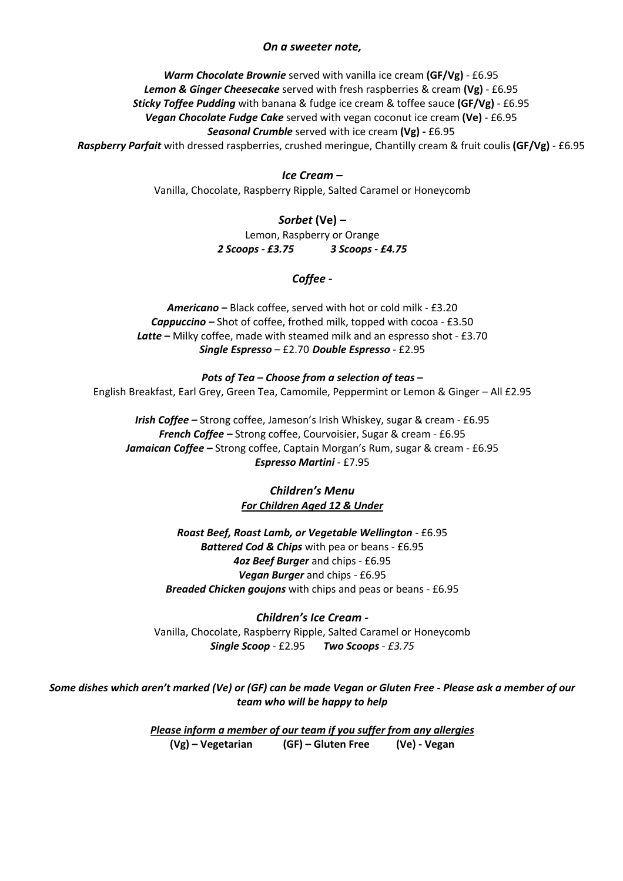### *On a sweeter note,*

***Warm Chocolate Brownie*** served with vanilla ice cream **(GF/Vg)** - £6.95
***Lemon & Ginger Cheesecake*** served with fresh raspberries & cream **(Vg)** - £6.95
***Sticky Toffee Pudding*** with banana & fudge ice cream & toffee sauce **(GF/Vg)** - £6.95
***Vegan Chocolate Fudge Cake*** served with vegan coconut ice cream **(Ve)** - £6.95
***Seasonal Crumble*** served with ice cream **(Vg) -** £6.95
***Raspberry Parfait*** with dressed raspberries, crushed meringue, Chantilly cream & fruit coulis **(GF/Vg)** - £6.95

***Ice Cream –***
Vanilla, Chocolate, Raspberry Ripple, Salted Caramel or Honeycomb

***Sorbet* (Ve) –**
Lemon, Raspberry or Orange
***2 Scoops - £3.75*** ***3 Scoops - £4.75***

### *Coffee -*

***Americano –*** Black coffee, served with hot or cold milk - £3.20
***Cappuccino –*** Shot of coffee, frothed milk, topped with cocoa - £3.50
***Latte –*** Milky coffee, made with steamed milk and an espresso shot - £3.70
***Single Espresso*** – £2.70 ***Double Espresso*** - £2.95

***Pots of Tea – Choose from a selection of teas –***
English Breakfast, Earl Grey, Green Tea, Camomile, Peppermint or Lemon & Ginger – All £2.95

***Irish Coffee –*** Strong coffee, Jameson's Irish Whiskey, sugar & cream - £6.95
***French Coffee –*** Strong coffee, Courvoisier, Sugar & cream - £6.95
***Jamaican Coffee –*** Strong coffee, Captain Morgan's Rum, sugar & cream - £6.95
***Espresso Martini*** - £7.95

### *Children's Menu*
***For Children Aged 12 & Under***

***Roast Beef, Roast Lamb, or Vegetable Wellington*** - £6.95
***Battered Cod & Chips*** with pea or beans - £6.95
***4oz Beef Burger*** and chips - £6.95
***Vegan Burger*** and chips - £6.95
***Breaded Chicken goujons*** with chips and peas or beans - £6.95

***Children's Ice Cream -***
Vanilla, Chocolate, Raspberry Ripple, Salted Caramel or Honeycomb
***Single Scoop*** - £2.95 ***Two Scoops*** *- £3.75*

***Some dishes which aren't marked (Ve) or (GF) can be made Vegan or Gluten Free - Please ask a member of our team who will be happy to help***

***Please inform a member of our team if you suffer from any allergies***
**(Vg) – Vegetarian** **(GF) – Gluten Free** **(Ve) - Vegan**